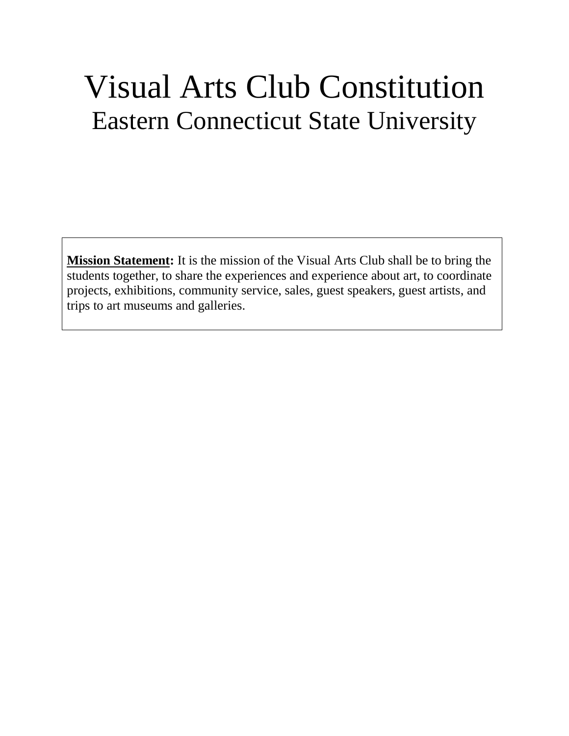# Visual Arts Club Constitution

## Eastern Connecticut State University

**Mission Statement:** It is the mission of the Visual Arts Club shall be to bring the students together, to share the experiences and experience about art, to coordinate projects, exhibitions, community service, sales, guest speakers, guest artists, and trips to art museums and galleries.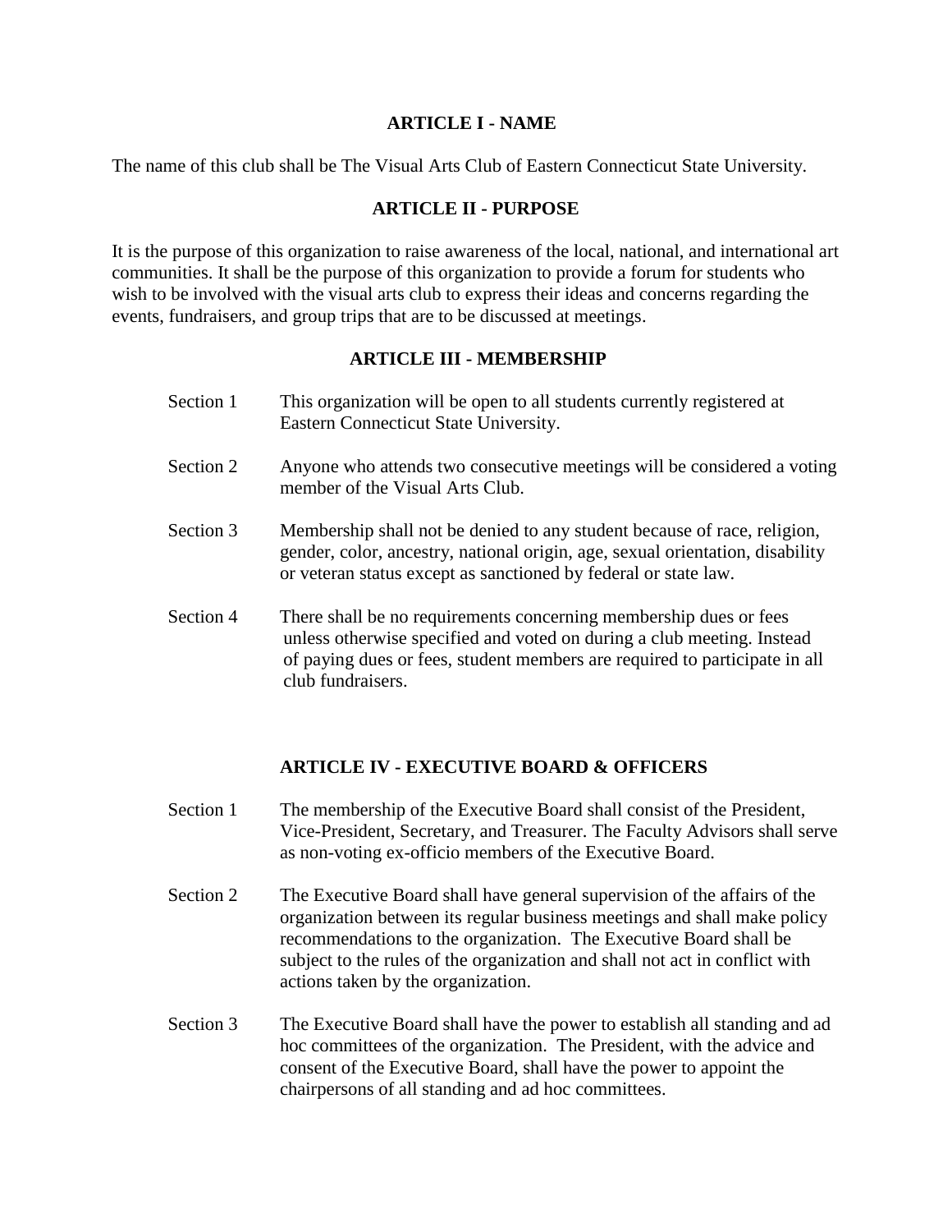## ARTICLE I - NAME

The name of this club shall be The Visual Arts Club of Eastern Connecticut State University.

## ARTICLE II - PURPOSE

It is the purpose of this organization to raise awareness of the local, national, and international art communities. It shall be the purpose of this organization to provide a forum for students who wish to be involved with the visual arts club to express their ideas and concerns regarding the events, fundraisers, and group trips that are to be discussed at meetings.

## ARTICLE III - MEMBERSHIP

**Section 1** This organization will be open to all students currently registered at Eastern Connecticut State University.

**Section 2** Anyone who attends two consecutive meetings will be considered a voting member of the Visual Arts Club.

**Section 3** Membership shall not be denied to any student because of race, religion, gender, color, ancestry, national origin, age, sexual orientation, disability or veteran status except as sanctioned by federal or state law.

**Section 4** There shall be no requirements concerning membership dues or fees unless otherwise specified and voted on during a club meeting. Instead of paying dues or fees, student members are required to participate in all club fundraisers.

## ARTICLE IV - EXECUTIVE BOARD & OFFICERS

**Section 1** The membership of the Executive Board shall consist of the President, Vice-President, Secretary, and Treasurer. The Faculty Advisors shall serve as non-voting ex-officio members of the Executive Board.

**Section 2** The Executive Board shall have general supervision of the affairs of the organization between its regular business meetings and shall make policy recommendations to the organization. The Executive Board shall be subject to the rules of the organization and shall not act in conflict with actions taken by the organization.

**Section 3** The Executive Board shall have the power to establish all standing and ad hoc committees of the organization. The President, with the advice and consent of the Executive Board, shall have the power to appoint the chairpersons of all standing and ad hoc committees.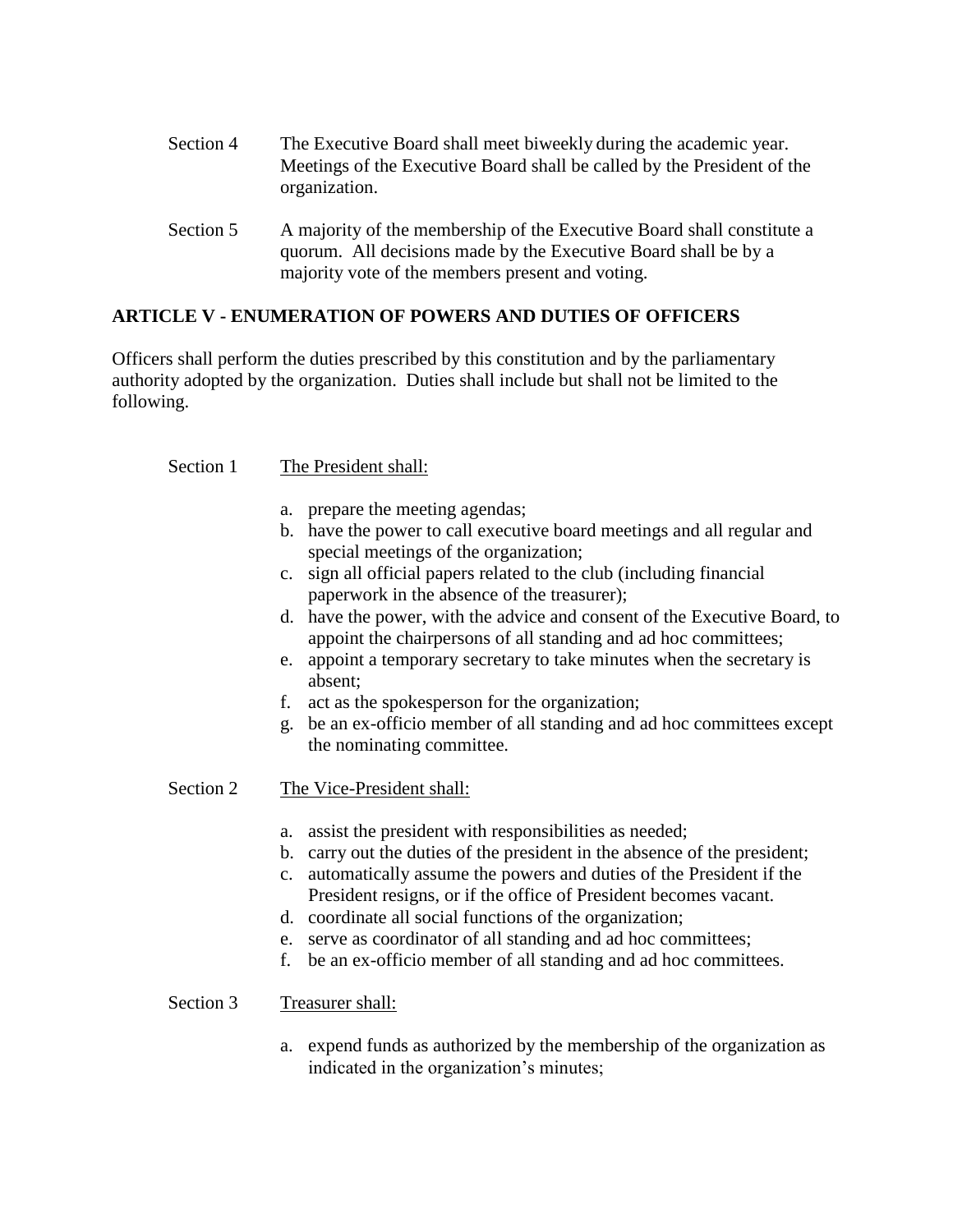Section 4 The Executive Board shall meet biweekly during the academic year. Meetings of the Executive Board shall be called by the President of the organization.

Section 5 A majority of the membership of the Executive Board shall constitute a quorum. All decisions made by the Executive Board shall be by a majority vote of the members present and voting.

## ARTICLE V - ENUMERATION OF POWERS AND DUTIES OF OFFICERS

Officers shall perform the duties prescribed by this constitution and by the parliamentary authority adopted by the organization. Duties shall include but shall not be limited to the following.

Section 1 The President shall:

a. prepare the meeting agendas;
b. have the power to call executive board meetings and all regular and special meetings of the organization;
c. sign all official papers related to the club (including financial paperwork in the absence of the treasurer);
d. have the power, with the advice and consent of the Executive Board, to appoint the chairpersons of all standing and ad hoc committees;
e. appoint a temporary secretary to take minutes when the secretary is absent;
f. act as the spokesperson for the organization;
g. be an ex-officio member of all standing and ad hoc committees except the nominating committee.

Section 2 The Vice-President shall:

a. assist the president with responsibilities as needed;
b. carry out the duties of the president in the absence of the president;
c. automatically assume the powers and duties of the President if the President resigns, or if the office of President becomes vacant.
d. coordinate all social functions of the organization;
e. serve as coordinator of all standing and ad hoc committees;
f. be an ex-officio member of all standing and ad hoc committees.

Section 3 Treasurer shall:

a. expend funds as authorized by the membership of the organization as indicated in the organization's minutes;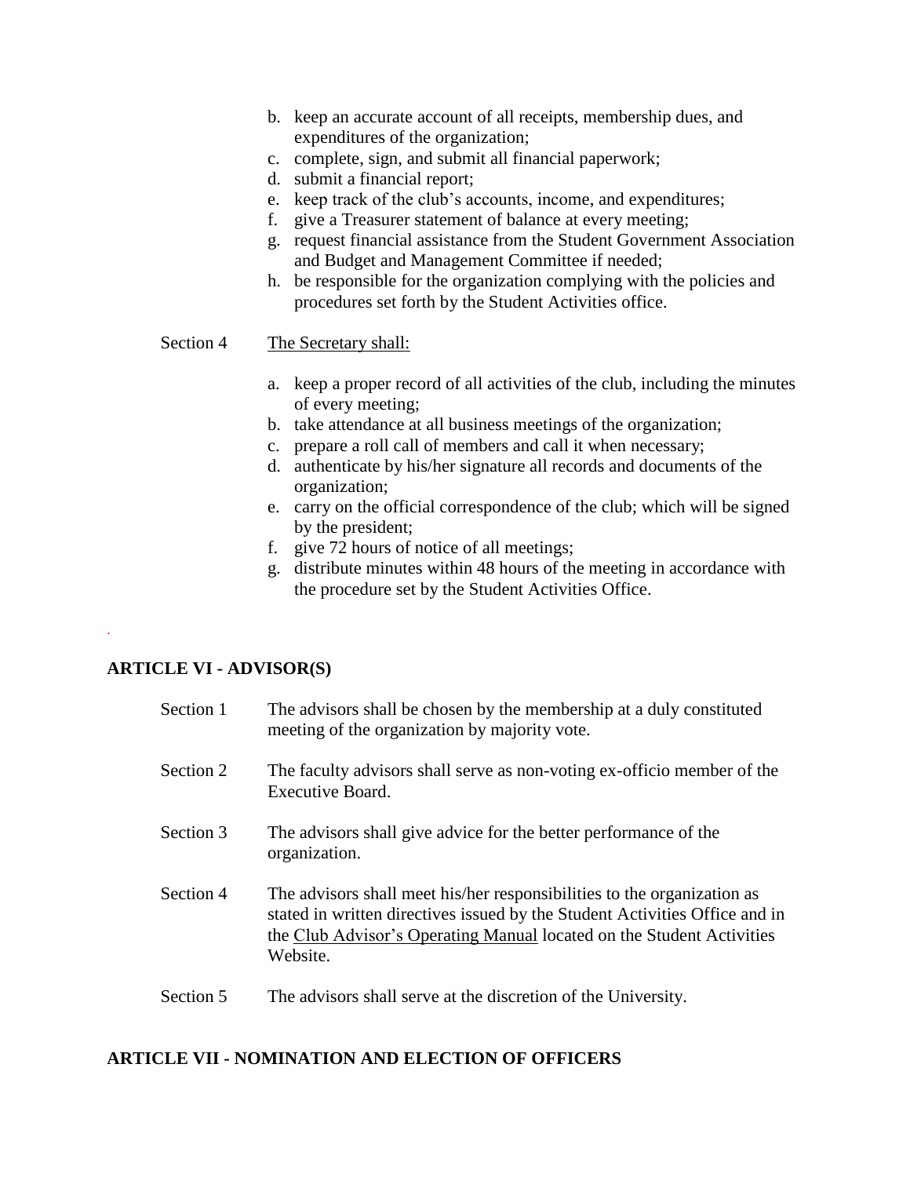b. keep an accurate account of all receipts, membership dues, and expenditures of the organization;
c. complete, sign, and submit all financial paperwork;
d. submit a financial report;
e. keep track of the club's accounts, income, and expenditures;
f. give a Treasurer statement of balance at every meeting;
g. request financial assistance from the Student Government Association and Budget and Management Committee if needed;
h. be responsible for the organization complying with the policies and procedures set forth by the Student Activities office.

Section 4 The Secretary shall:

a. keep a proper record of all activities of the club, including the minutes of every meeting;
b. take attendance at all business meetings of the organization;
c. prepare a roll call of members and call it when necessary;
d. authenticate by his/her signature all records and documents of the organization;
e. carry on the official correspondence of the club; which will be signed by the president;
f. give 72 hours of notice of all meetings;
g. distribute minutes within 48 hours of the meeting in accordance with the procedure set by the Student Activities Office.

## ARTICLE VI - ADVISOR(S)

Section 1 The advisors shall be chosen by the membership at a duly constituted meeting of the organization by majority vote.

Section 2 The faculty advisors shall serve as non-voting ex-officio member of the Executive Board.

Section 3 The advisors shall give advice for the better performance of the organization.

Section 4 The advisors shall meet his/her responsibilities to the organization as stated in written directives issued by the Student Activities Office and in the Club Advisor's Operating Manual located on the Student Activities Website.

Section 5 The advisors shall serve at the discretion of the University.

## ARTICLE VII - NOMINATION AND ELECTION OF OFFICERS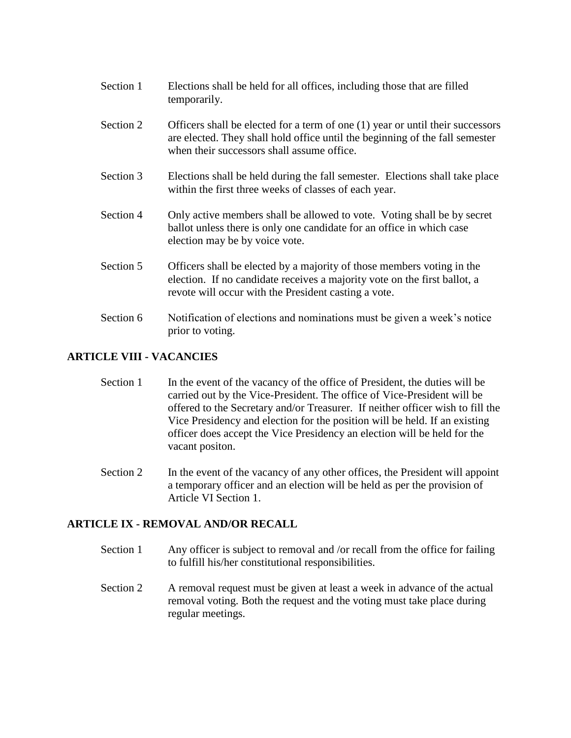Section 1 Elections shall be held for all offices, including those that are filled temporarily.

Section 2 Officers shall be elected for a term of one (1) year or until their successors are elected. They shall hold office until the beginning of the fall semester when their successors shall assume office.

Section 3 Elections shall be held during the fall semester. Elections shall take place within the first three weeks of classes of each year.

Section 4 Only active members shall be allowed to vote. Voting shall be by secret ballot unless there is only one candidate for an office in which case election may be by voice vote.

Section 5 Officers shall be elected by a majority of those members voting in the election. If no candidate receives a majority vote on the first ballot, a revote will occur with the President casting a vote.

Section 6 Notification of elections and nominations must be given a week's notice prior to voting.

## ARTICLE VIII - VACANCIES

Section 1 In the event of the vacancy of the office of President, the duties will be carried out by the Vice-President. The office of Vice-President will be offered to the Secretary and/or Treasurer. If neither officer wish to fill the Vice Presidency and election for the position will be held. If an existing officer does accept the Vice Presidency an election will be held for the vacant positon.

Section 2 In the event of the vacancy of any other offices, the President will appoint a temporary officer and an election will be held as per the provision of Article VI Section 1.

## ARTICLE IX - REMOVAL AND/OR RECALL

Section 1 Any officer is subject to removal and /or recall from the office for failing to fulfill his/her constitutional responsibilities.

Section 2 A removal request must be given at least a week in advance of the actual removal voting. Both the request and the voting must take place during regular meetings.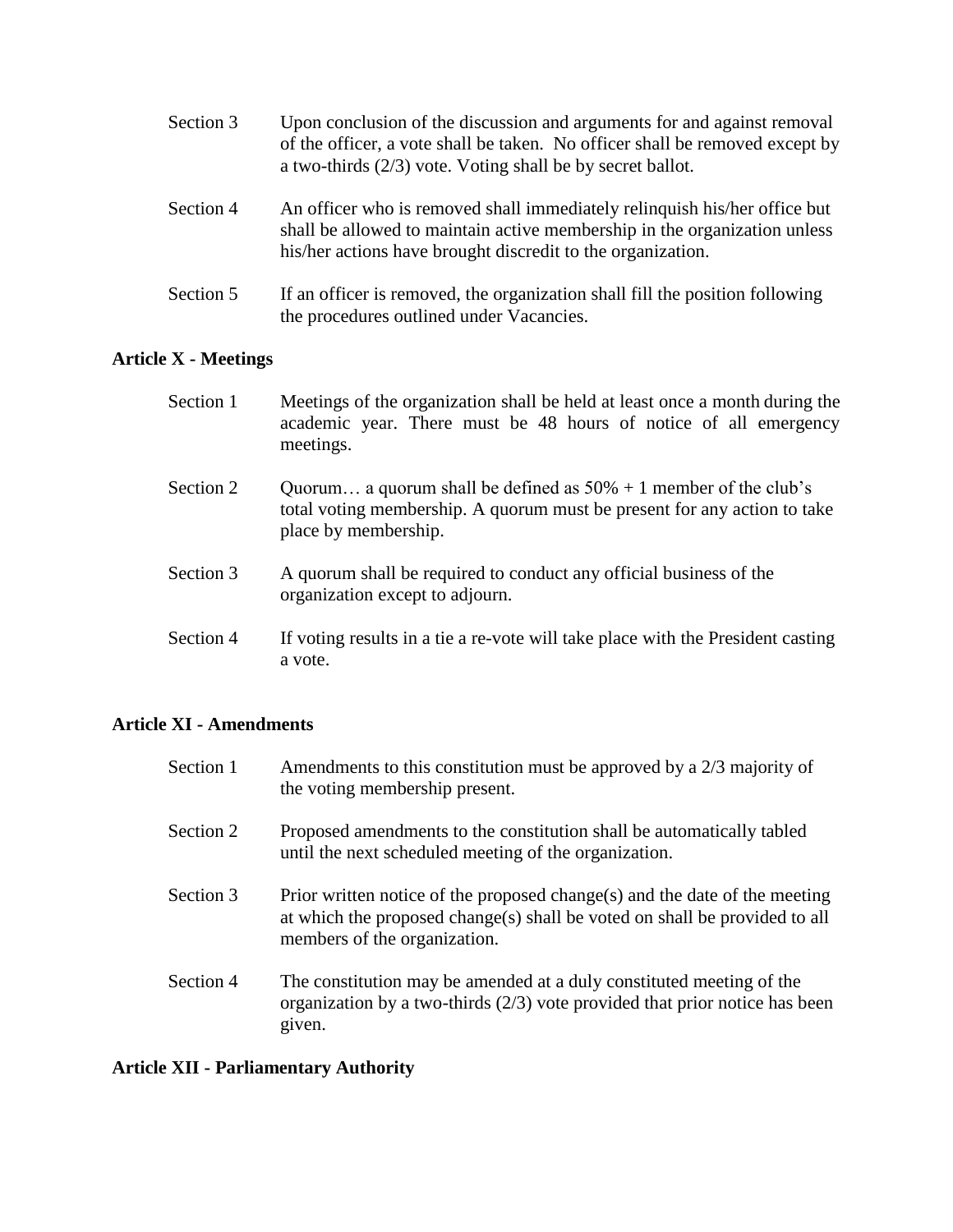Section 3 Upon conclusion of the discussion and arguments for and against removal of the officer, a vote shall be taken. No officer shall be removed except by a two-thirds (2/3) vote. Voting shall be by secret ballot.

Section 4 An officer who is removed shall immediately relinquish his/her office but shall be allowed to maintain active membership in the organization unless his/her actions have brought discredit to the organization.

Section 5 If an officer is removed, the organization shall fill the position following the procedures outlined under Vacancies.

**Article X - Meetings**

Section 1 Meetings of the organization shall be held at least once a month during the academic year. There must be 48 hours of notice of all emergency meetings.

Section 2 Quorum… a quorum shall be defined as 50% + 1 member of the club's total voting membership. A quorum must be present for any action to take place by membership.

Section 3 A quorum shall be required to conduct any official business of the organization except to adjourn.

Section 4 If voting results in a tie a re-vote will take place with the President casting a vote.

**Article XI - Amendments**

Section 1 Amendments to this constitution must be approved by a 2/3 majority of the voting membership present.

Section 2 Proposed amendments to the constitution shall be automatically tabled until the next scheduled meeting of the organization.

Section 3 Prior written notice of the proposed change(s) and the date of the meeting at which the proposed change(s) shall be voted on shall be provided to all members of the organization.

Section 4 The constitution may be amended at a duly constituted meeting of the organization by a two-thirds (2/3) vote provided that prior notice has been given.

**Article XII - Parliamentary Authority**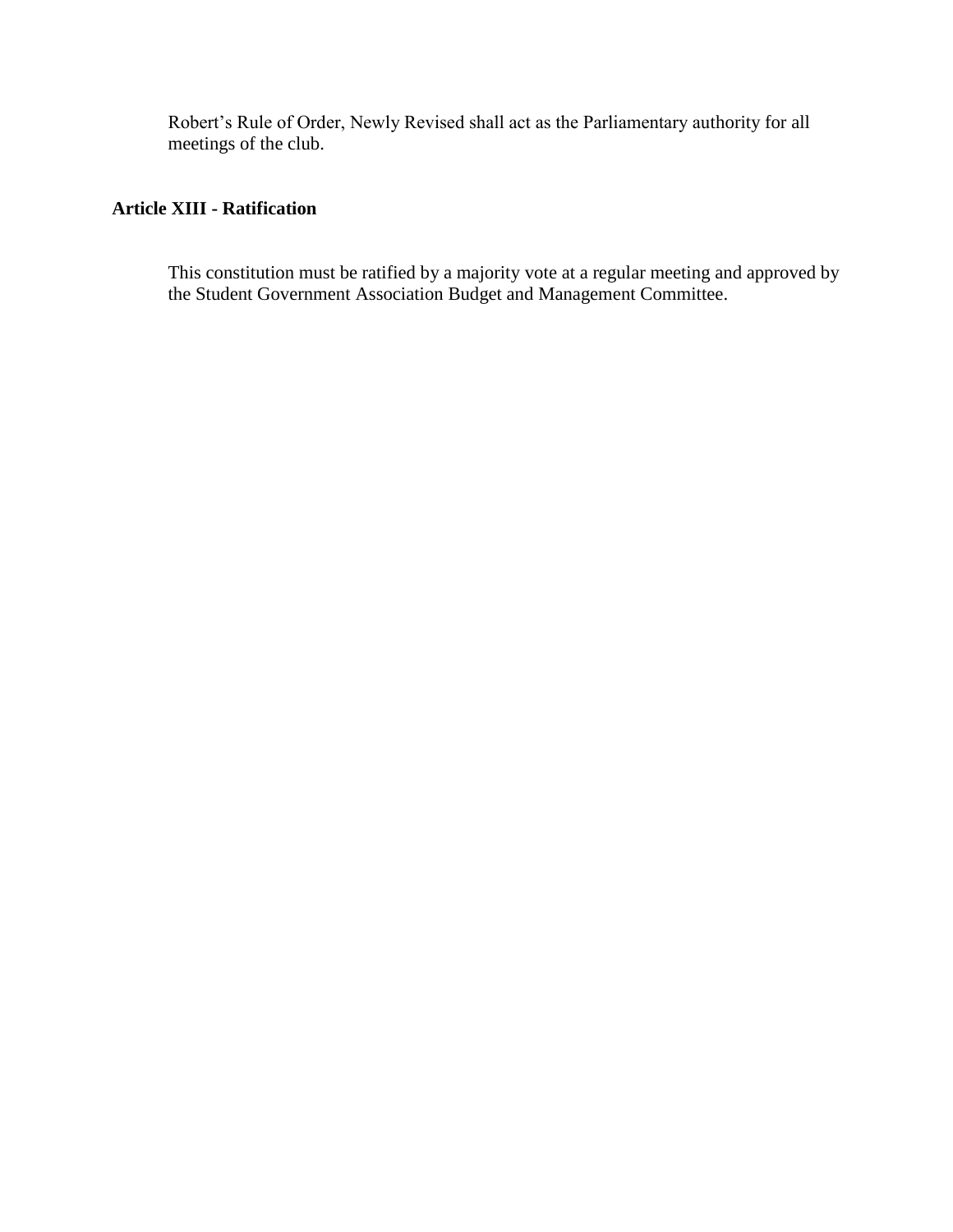Robert’s Rule of Order, Newly Revised shall act as the Parliamentary authority for all meetings of the club.

## Article XIII - Ratification

This constitution must be ratified by a majority vote at a regular meeting and approved by the Student Government Association Budget and Management Committee.